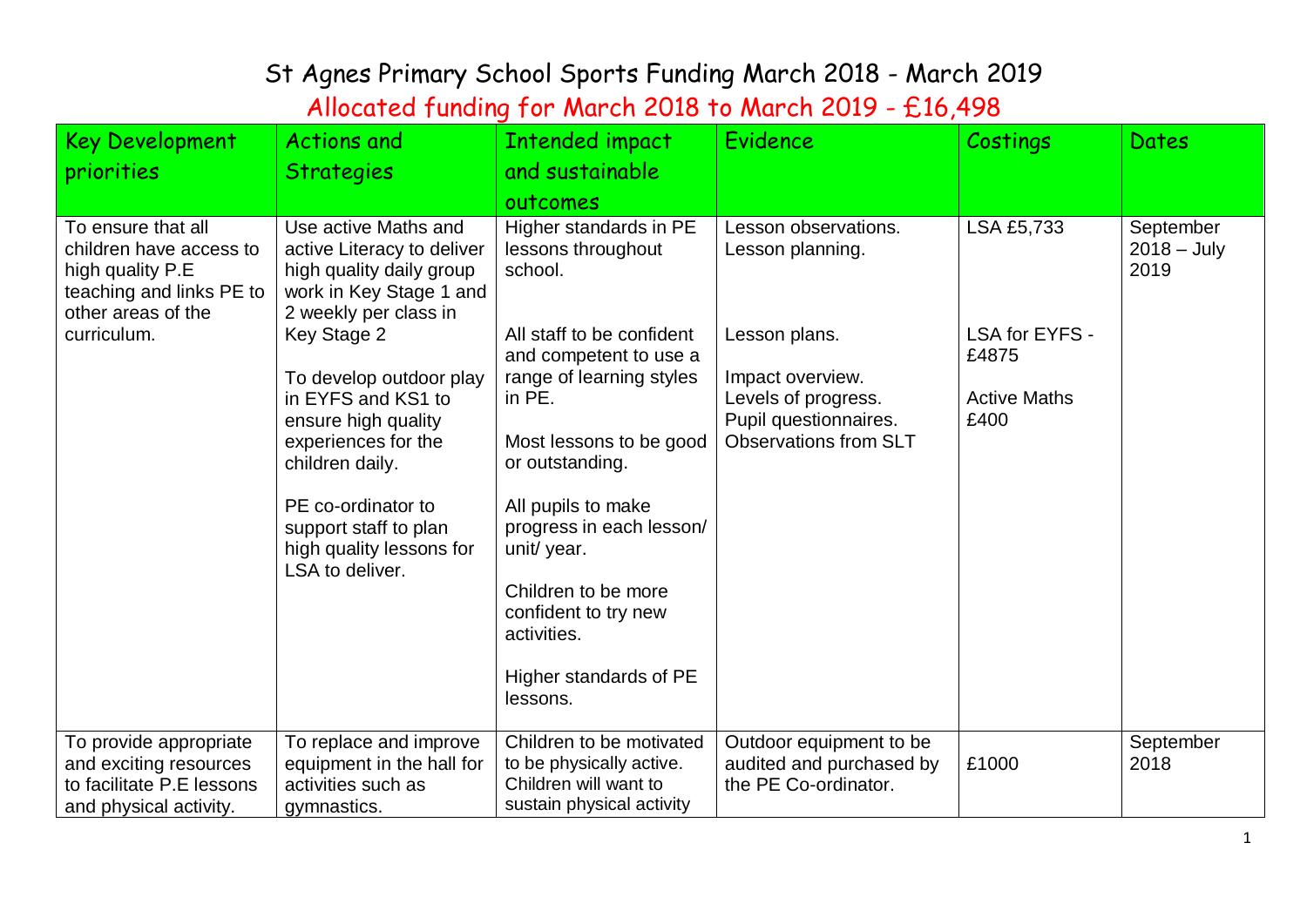# St Agnes Primary School Sports Funding March 2018 - March 2019

## Allocated funding for March 2018 to March 2019 - £16,498

| Key Development priorities | Actions and Strategies | Intended impact and sustainable outcomes | Evidence | Costings | Dates |
|---|---|---|---|---|---|
| To ensure that all children have access to high quality P.E teaching and links PE to other areas of the curriculum. | Use active Maths and active Literacy to deliver high quality daily group work in Key Stage 1 and 2 weekly per class in Key Stage 2<br><br>To develop outdoor play in EYFS and KS1 to ensure high quality experiences for the children daily.<br><br>PE co-ordinator to support staff to plan high quality lessons for LSA to deliver. | Higher standards in PE lessons throughout school.<br><br>All staff to be confident and competent to use a range of learning styles in PE.<br><br>Most lessons to be good or outstanding.<br><br>All pupils to make progress in each lesson/ unit/ year.<br><br>Children to be more confident to try new activities.<br><br>Higher standards of PE lessons. | Lesson observations.<br>Lesson planning.<br><br>Lesson plans.<br><br>Impact overview.<br>Levels of progress.<br>Pupil questionnaires.<br>Observations from SLT | LSA £5,733<br><br>LSA for EYFS - £4875<br><br>Active Maths £400 | September 2018 – July 2019 |
| To provide appropriate and exciting resources to facilitate P.E lessons and physical activity. | To replace and improve equipment in the hall for activities such as gymnastics. | Children to be motivated to be physically active. Children will want to sustain physical activity | Outdoor equipment to be audited and purchased by the PE Co-ordinator. | £1000 | September 2018 |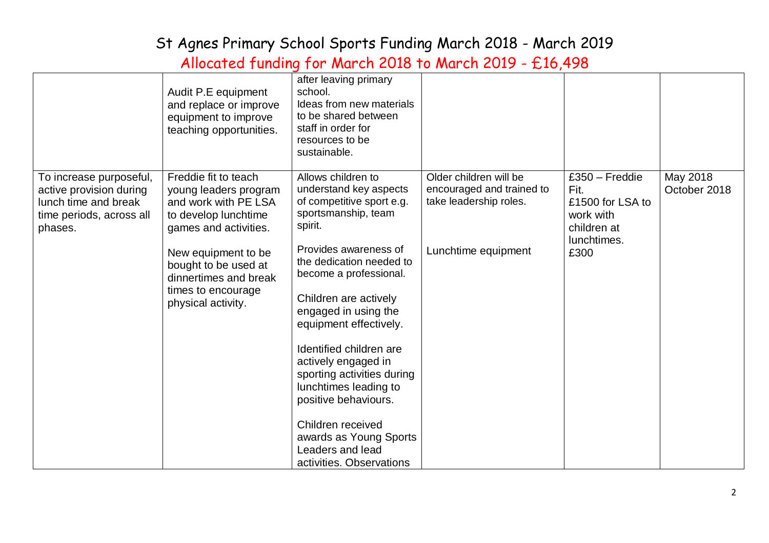# St Agnes Primary School Sports Funding March 2018 - March 2019

## Allocated funding for March 2018 to March 2019 - £16,498

| | | | | | |
|---|---|---|---|---|---|
| | Audit P.E equipment and replace or improve equipment to improve teaching opportunities. | after leaving primary school.<br>Ideas from new materials to be shared between staff in order for resources to be sustainable. | | | |
| To increase purposeful, active provision during lunch time and break time periods, across all phases. | Freddie fit to teach young leaders program and work with PE LSA to develop lunchtime games and activities.<br><br>New equipment to be bought to be used at dinnertimes and break times to encourage physical activity. | Allows children to understand key aspects of competitive sport e.g. sportsmanship, team spirit.<br><br>Provides awareness of the dedication needed to become a professional.<br><br>Children are actively engaged in using the equipment effectively.<br><br>Identified children are actively engaged in sporting activities during lunchtimes leading to positive behaviours.<br><br>Children received awards as Young Sports Leaders and lead activities. Observations | Older children will be encouraged and trained to take leadership roles.<br><br>Lunchtime equipment | £350 – Freddie Fit.<br>£1500 for LSA to work with children at lunchtimes.<br>£300 | May 2018<br>October 2018 |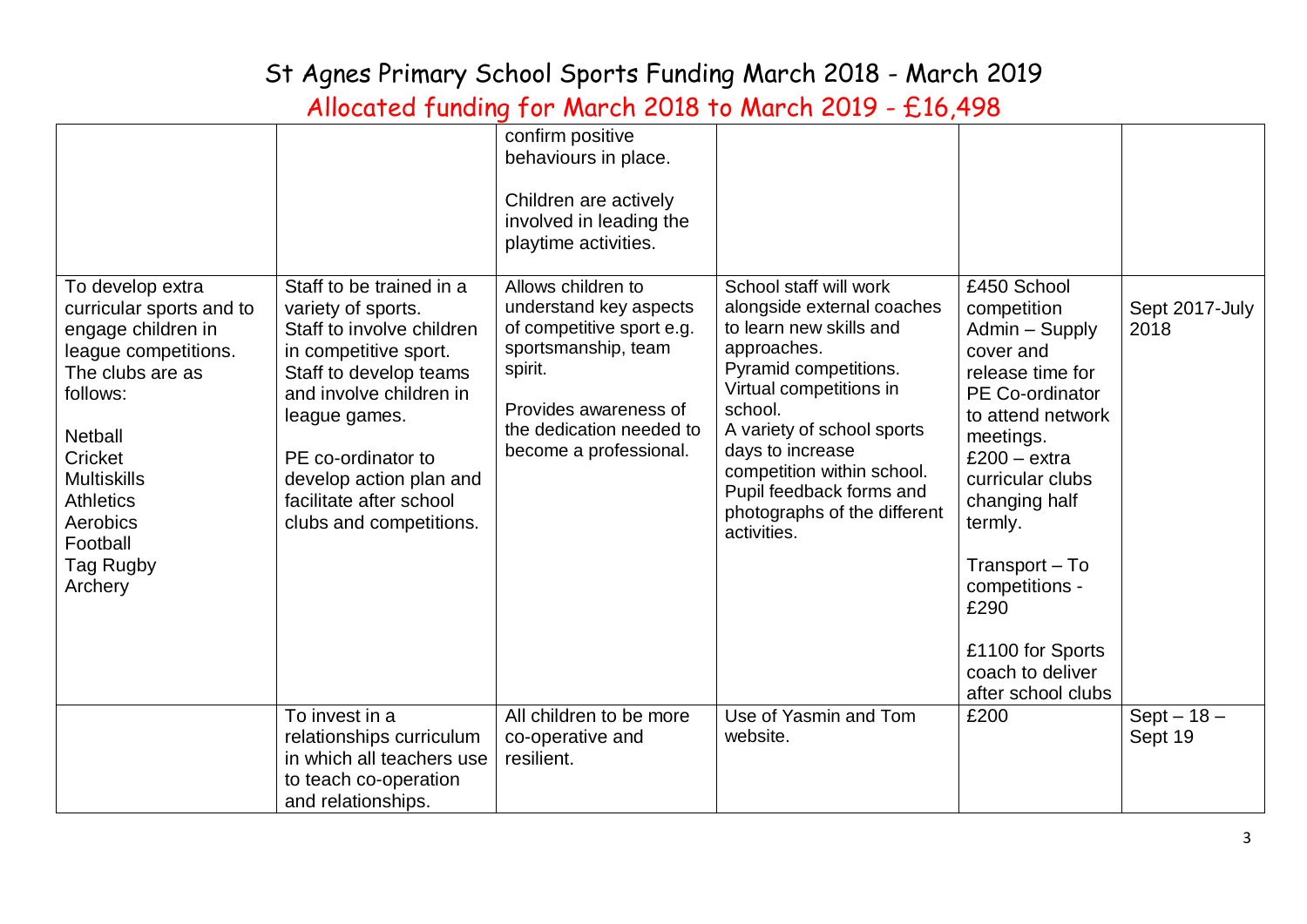# St Agnes Primary School Sports Funding March 2018 - March 2019

## Allocated funding for March 2018 to March 2019 - £16,498

| | | | | | |
|---|---|---|---|---|---|
| | | confirm positive behaviours in place.<br><br>Children are actively involved in leading the playtime activities. | | | |
| To develop extra curricular sports and to engage children in league competitions. The clubs are as follows:<br><br>Netball<br>Cricket<br>Multiskills<br>Athletics<br>Aerobics<br>Football<br>Tag Rugby<br>Archery | Staff to be trained in a variety of sports.<br>Staff to involve children in competitive sport.<br>Staff to develop teams and involve children in league games.<br><br>PE co-ordinator to develop action plan and facilitate after school clubs and competitions. | Allows children to understand key aspects of competitive sport e.g. sportsmanship, team spirit.<br><br>Provides awareness of the dedication needed to become a professional. | School staff will work alongside external coaches to learn new skills and approaches.<br>Pyramid competitions.<br>Virtual competitions in school.<br>A variety of school sports days to increase competition within school.<br>Pupil feedback forms and photographs of the different activities. | £450 School competition Admin – Supply cover and release time for PE Co-ordinator to attend network meetings.<br>£200 – extra curricular clubs changing half termly.<br><br>Transport – To competitions - £290<br><br>£1100 for Sports coach to deliver after school clubs | Sept 2017-July 2018 |
| | To invest in a relationships curriculum in which all teachers use to teach co-operation and relationships. | All children to be more co-operative and resilient. | Use of Yasmin and Tom website. | £200 | Sept – 18 – Sept 19 |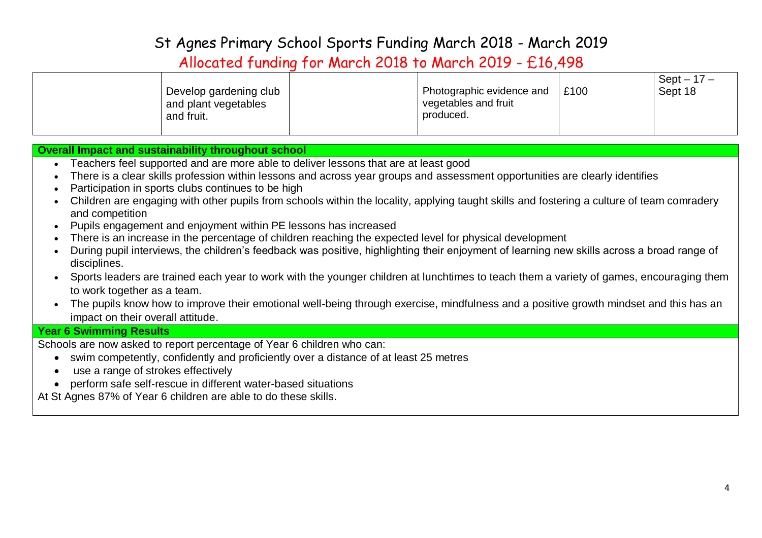# St Agnes Primary School Sports Funding March 2018 - March 2019

## Allocated funding for March 2018 to March 2019 - £16,498

| | | | | | |
|---|---|---|---|---|---|
| | Develop gardening club and plant vegetables and fruit. | | Photographic evidence and vegetables and fruit produced. | £100 | Sept – 17 – Sept 18 |

**Overall Impact and sustainability throughout school**

- Teachers feel supported and are more able to deliver lessons that are at least good
- There is a clear skills profession within lessons and across year groups and assessment opportunities are clearly identifies
- Participation in sports clubs continues to be high
- Children are engaging with other pupils from schools within the locality, applying taught skills and fostering a culture of team comradery and competition
- Pupils engagement and enjoyment within PE lessons has increased
- There is an increase in the percentage of children reaching the expected level for physical development
- During pupil interviews, the children's feedback was positive, highlighting their enjoyment of learning new skills across a broad range of disciplines.
- Sports leaders are trained each year to work with the younger children at lunchtimes to teach them a variety of games, encouraging them to work together as a team.
- The pupils know how to improve their emotional well-being through exercise, mindfulness and a positive growth mindset and this has an impact on their overall attitude.

**Year 6 Swimming Results**

Schools are now asked to report percentage of Year 6 children who can:

- swim competently, confidently and proficiently over a distance of at least 25 metres
- use a range of strokes effectively
- perform safe self-rescue in different water-based situations

At St Agnes 87% of Year 6 children are able to do these skills.